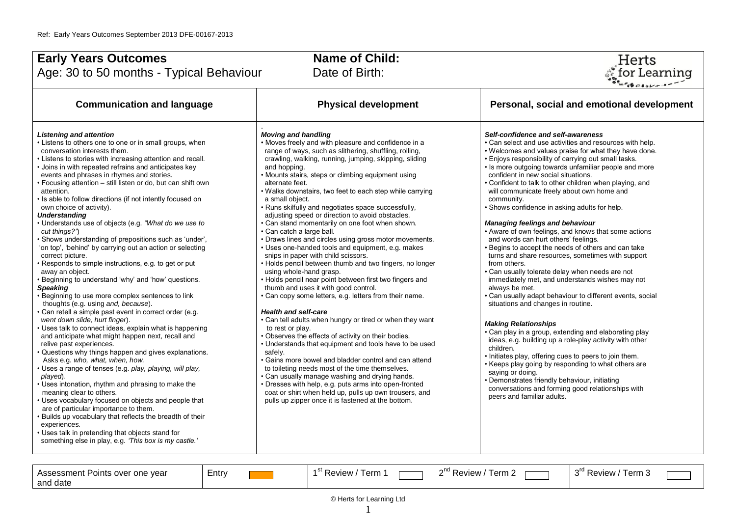Ref: Early Years Outcomes September 2013 DFE-00167-2013

# Early Years Outcomes

Age: 30 to 50 months - Typical Behaviour

**Name of Child:**

Date of Birth:

Herts for Learning

## Communication and language

***Listening and attention***

- Listens to others one to one or in small groups, when conversation interests them.
- Listens to stories with increasing attention and recall.
- Joins in with repeated refrains and anticipates key events and phrases in rhymes and stories.
- Focusing attention – still listen or do, but can shift own attention.
- Is able to follow directions (if not intently focused on own choice of activity).

***Understanding***

- Understands use of objects (e.g. *"What do we use to cut things?"*)
- Shows understanding of prepositions such as 'under', 'on top', 'behind' by carrying out an action or selecting correct picture.
- Responds to simple instructions, e.g. to get or put away an object.
- Beginning to understand 'why' and 'how' questions.

***Speaking***

- Beginning to use more complex sentences to link thoughts (e.g. using *and, because*).
- Can retell a simple past event in correct order (e.g. *went down slide, hurt finger*).
- Uses talk to connect ideas, explain what is happening and anticipate what might happen next, recall and relive past experiences.
- Questions why things happen and gives explanations. Asks e.g. *who, what, when, how.*
- Uses a range of tenses (e.g. *play, playing, will play, played*).
- Uses intonation, rhythm and phrasing to make the meaning clear to others.
- Uses vocabulary focused on objects and people that are of particular importance to them.
- Builds up vocabulary that reflects the breadth of their experiences.
- Uses talk in pretending that objects stand for something else in play, e.g. *'This box is my castle.'*

## Physical development

***Moving and handling***

- Moves freely and with pleasure and confidence in a range of ways, such as slithering, shuffling, rolling, crawling, walking, running, jumping, skipping, sliding and hopping.
- Mounts stairs, steps or climbing equipment using alternate feet.
- Walks downstairs, two feet to each step while carrying a small object.
- Runs skilfully and negotiates space successfully, adjusting speed or direction to avoid obstacles.
- Can stand momentarily on one foot when shown.
- Can catch a large ball.
- Draws lines and circles using gross motor movements.
- Uses one-handed tools and equipment, e.g. makes snips in paper with child scissors.
- Holds pencil between thumb and two fingers, no longer using whole-hand grasp.
- Holds pencil near point between first two fingers and thumb and uses it with good control.
- Can copy some letters, e.g. letters from their name.

***Health and self-care***

- Can tell adults when hungry or tired or when they want to rest or play.
- Observes the effects of activity on their bodies.
- Understands that equipment and tools have to be used safely.
- Gains more bowel and bladder control and can attend to toileting needs most of the time themselves.
- Can usually manage washing and drying hands.
- Dresses with help, e.g. puts arms into open-fronted coat or shirt when held up, pulls up own trousers, and pulls up zipper once it is fastened at the bottom.

## Personal, social and emotional development

***Self-confidence and self-awareness***

- Can select and use activities and resources with help.
- Welcomes and values praise for what they have done.
- Enjoys responsibility of carrying out small tasks.
- Is more outgoing towards unfamiliar people and more confident in new social situations.
- Confident to talk to other children when playing, and will communicate freely about own home and community.
- Shows confidence in asking adults for help.

***Managing feelings and behaviour***

- Aware of own feelings, and knows that some actions and words can hurt others' feelings.
- Begins to accept the needs of others and can take turns and share resources, sometimes with support from others.
- Can usually tolerate delay when needs are not immediately met, and understands wishes may not always be met.
- Can usually adapt behaviour to different events, social situations and changes in routine.

***Making Relationships***

- Can play in a group, extending and elaborating play ideas, e.g. building up a role-play activity with other children.
- Initiates play, offering cues to peers to join them.
- Keeps play going by responding to what others are saying or doing.
- Demonstrates friendly behaviour, initiating conversations and forming good relationships with peers and familiar adults.

| Assessment Points over one year and date | Entry | 1st Review / Term 1 | 2nd Review / Term 2 | 3rd Review / Term 3 |
|---|---|---|---|---|
| | | | | |

© Herts for Learning Ltd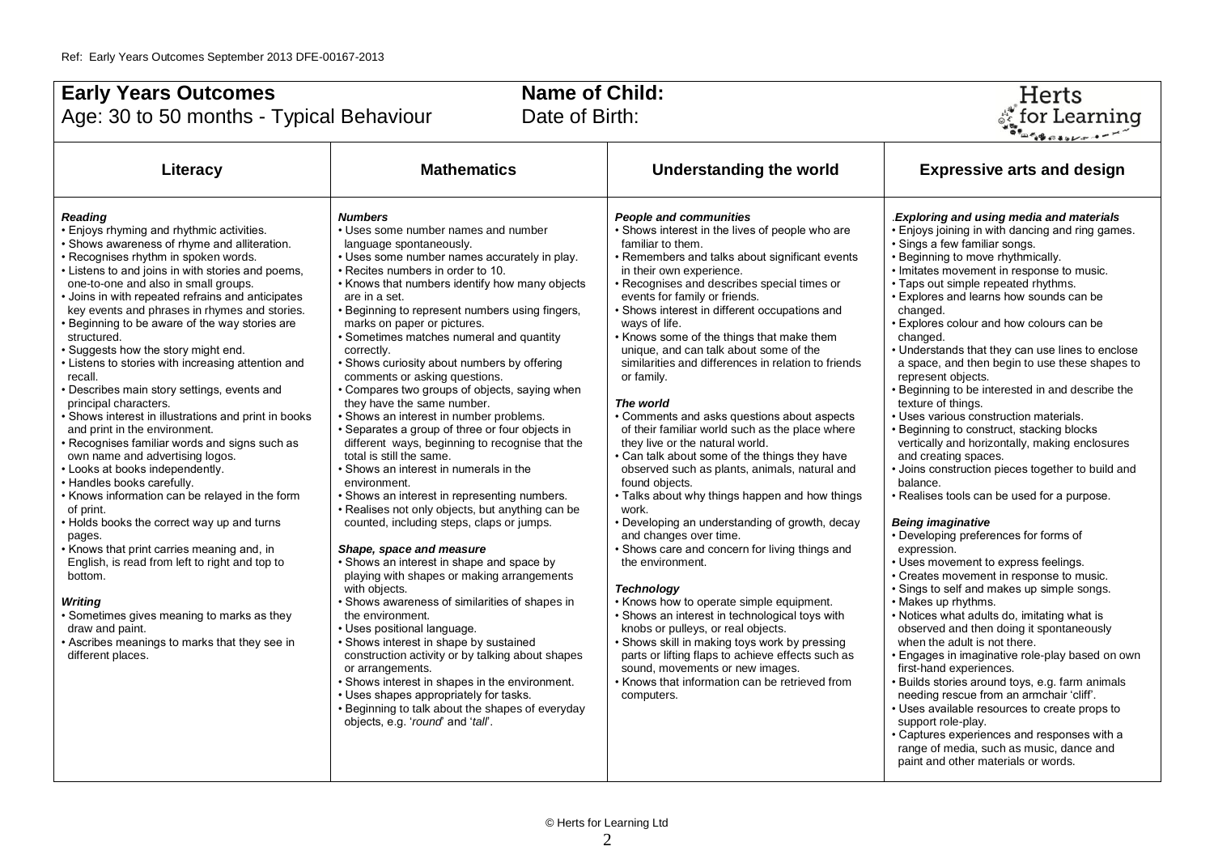Ref: Early Years Outcomes September 2013 DFE-00167-2013

**Early Years Outcomes**
Age: 30 to 50 months - Typical Behaviour

**Name of Child:**
Date of Birth:

Herts for Learning

## Literacy

***Reading***

- Enjoys rhyming and rhythmic activities.
- Shows awareness of rhyme and alliteration.
- Recognises rhythm in spoken words.
- Listens to and joins in with stories and poems, one-to-one and also in small groups.
- Joins in with repeated refrains and anticipates key events and phrases in rhymes and stories.
- Beginning to be aware of the way stories are structured.
- Suggests how the story might end.
- Listens to stories with increasing attention and recall.
- Describes main story settings, events and principal characters.
- Shows interest in illustrations and print in books and print in the environment.
- Recognises familiar words and signs such as own name and advertising logos.
- Looks at books independently.
- Handles books carefully.
- Knows information can be relayed in the form of print.
- Holds books the correct way up and turns pages.
- Knows that print carries meaning and, in English, is read from left to right and top to bottom.

***Writing***

- Sometimes gives meaning to marks as they draw and paint.
- Ascribes meanings to marks that they see in different places.

## Mathematics

***Numbers***

- Uses some number names and number language spontaneously.
- Uses some number names accurately in play.
- Recites numbers in order to 10.
- Knows that numbers identify how many objects are in a set.
- Beginning to represent numbers using fingers, marks on paper or pictures.
- Sometimes matches numeral and quantity correctly.
- Shows curiosity about numbers by offering comments or asking questions.
- Compares two groups of objects, saying when they have the same number.
- Shows an interest in number problems.
- Separates a group of three or four objects in different ways, beginning to recognise that the total is still the same.
- Shows an interest in numerals in the environment.
- Shows an interest in representing numbers.
- Realises not only objects, but anything can be counted, including steps, claps or jumps.

***Shape, space and measure***

- Shows an interest in shape and space by playing with shapes or making arrangements with objects.
- Shows awareness of similarities of shapes in the environment.
- Uses positional language.
- Shows interest in shape by sustained construction activity or by talking about shapes or arrangements.
- Shows interest in shapes in the environment.
- Uses shapes appropriately for tasks.
- Beginning to talk about the shapes of everyday objects, e.g. '*round*' and '*tall*'.

## Understanding the world

***People and communities***

- Shows interest in the lives of people who are familiar to them.
- Remembers and talks about significant events in their own experience.
- Recognises and describes special times or events for family or friends.
- Shows interest in different occupations and ways of life.
- Knows some of the things that make them unique, and can talk about some of the similarities and differences in relation to friends or family.

***The world***

- Comments and asks questions about aspects of their familiar world such as the place where they live or the natural world.
- Can talk about some of the things they have observed such as plants, animals, natural and found objects.
- Talks about why things happen and how things work.
- Developing an understanding of growth, decay and changes over time.
- Shows care and concern for living things and the environment.

***Technology***

- Knows how to operate simple equipment.
- Shows an interest in technological toys with knobs or pulleys, or real objects.
- Shows skill in making toys work by pressing parts or lifting flaps to achieve effects such as sound, movements or new images.
- Knows that information can be retrieved from computers.

## Expressive arts and design

***Exploring and using media and materials***

- Enjoys joining in with dancing and ring games.
- Sings a few familiar songs.
- Beginning to move rhythmically.
- Imitates movement in response to music.
- Taps out simple repeated rhythms.
- Explores and learns how sounds can be changed.
- Explores colour and how colours can be changed.
- Understands that they can use lines to enclose a space, and then begin to use these shapes to represent objects.
- Beginning to be interested in and describe the texture of things.
- Uses various construction materials.
- Beginning to construct, stacking blocks vertically and horizontally, making enclosures and creating spaces.
- Joins construction pieces together to build and balance.
- Realises tools can be used for a purpose.

***Being imaginative***

- Developing preferences for forms of expression.
- Uses movement to express feelings.
- Creates movement in response to music.
- Sings to self and makes up simple songs.
- Makes up rhythms.
- Notices what adults do, imitating what is observed and then doing it spontaneously when the adult is not there.
- Engages in imaginative role-play based on own first-hand experiences.
- Builds stories around toys, e.g. farm animals needing rescue from an armchair 'cliff'.
- Uses available resources to create props to support role-play.
- Captures experiences and responses with a range of media, such as music, dance and paint and other materials or words.

© Herts for Learning Ltd